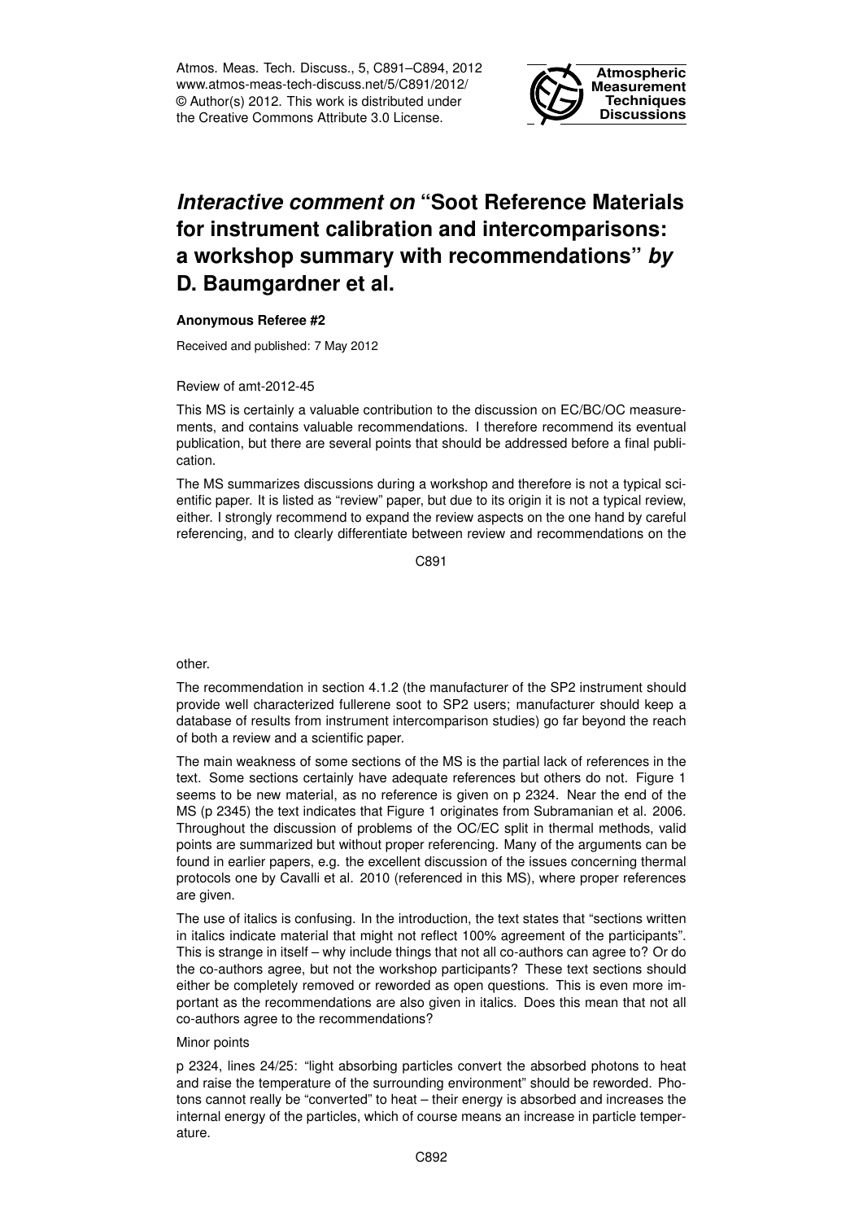# *Interactive comment on* "Soot Reference Materials for instrument calibration and intercomparisons: a workshop summary with recommendations" *by* D. Baumgardner et al.

**Anonymous Referee #2**

Received and published: 7 May 2012

Review of amt-2012-45

This MS is certainly a valuable contribution to the discussion on EC/BC/OC measurements, and contains valuable recommendations. I therefore recommend its eventual publication, but there are several points that should be addressed before a final publication.

The MS summarizes discussions during a workshop and therefore is not a typical scientific paper. It is listed as "review" paper, but due to its origin it is not a typical review, either. I strongly recommend to expand the review aspects on the one hand by careful referencing, and to clearly differentiate between review and recommendations on the other.

The recommendation in section 4.1.2 (the manufacturer of the SP2 instrument should provide well characterized fullerene soot to SP2 users; manufacturer should keep a database of results from instrument intercomparison studies) go far beyond the reach of both a review and a scientific paper.

The main weakness of some sections of the MS is the partial lack of references in the text. Some sections certainly have adequate references but others do not. Figure 1 seems to be new material, as no reference is given on p 2324. Near the end of the MS (p 2345) the text indicates that Figure 1 originates from Subramanian et al. 2006. Throughout the discussion of problems of the OC/EC split in thermal methods, valid points are summarized but without proper referencing. Many of the arguments can be found in earlier papers, e.g. the excellent discussion of the issues concerning thermal protocols one by Cavalli et al. 2010 (referenced in this MS), where proper references are given.

The use of italics is confusing. In the introduction, the text states that "sections written in italics indicate material that might not reflect 100% agreement of the participants". This is strange in itself – why include things that not all co-authors can agree to? Or do the co-authors agree, but not the workshop participants? These text sections should either be completely removed or reworded as open questions. This is even more important as the recommendations are also given in italics. Does this mean that not all co-authors agree to the recommendations?

Minor points

p 2324, lines 24/25: "light absorbing particles convert the absorbed photons to heat and raise the temperature of the surrounding environment" should be reworded. Photons cannot really be "converted" to heat – their energy is absorbed and increases the internal energy of the particles, which of course means an increase in particle temperature.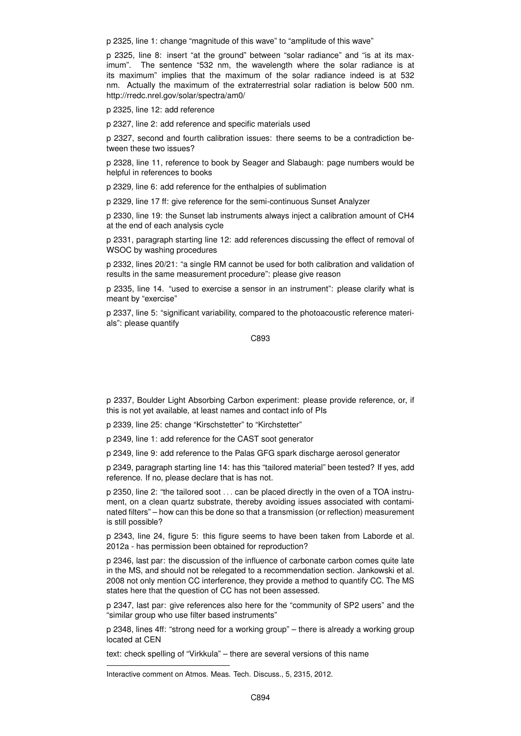p 2325, line 1: change "magnitude of this wave" to "amplitude of this wave"

p 2325, line 8: insert "at the ground" between "solar radiance" and "is at its maximum". The sentence "532 nm, the wavelength where the solar radiance is at its maximum" implies that the maximum of the solar radiance indeed is at 532 nm. Actually the maximum of the extraterrestrial solar radiation is below 500 nm. http://rredc.nrel.gov/solar/spectra/am0/

p 2325, line 12: add reference

p 2327, line 2: add reference and specific materials used

p 2327, second and fourth calibration issues: there seems to be a contradiction between these two issues?

p 2328, line 11, reference to book by Seager and Slabaugh: page numbers would be helpful in references to books

p 2329, line 6: add reference for the enthalpies of sublimation

p 2329, line 17 ff: give reference for the semi-continuous Sunset Analyzer

p 2330, line 19: the Sunset lab instruments always inject a calibration amount of $CH_4$ at the end of each analysis cycle

p 2331, paragraph starting line 12: add references discussing the effect of removal of WSOC by washing procedures

p 2332, lines 20/21: "a single RM cannot be used for both calibration and validation of results in the same measurement procedure": please give reason

p 2335, line 14. "used to exercise a sensor in an instrument": please clarify what is meant by "exercise"

p 2337, line 5: "significant variability, compared to the photoacoustic reference materials": please quantify

p 2337, Boulder Light Absorbing Carbon experiment: please provide reference, or, if this is not yet available, at least names and contact info of PIs

p 2339, line 25: change "Kirschstetter" to "Kirchstetter"

p 2349, line 1: add reference for the CAST soot generator

p 2349, line 9: add reference to the Palas GFG spark discharge aerosol generator

p 2349, paragraph starting line 14: has this "tailored material" been tested? If yes, add reference. If no, please declare that is has not.

p 2350, line 2: "the tailored soot . . . can be placed directly in the oven of a TOA instrument, on a clean quartz substrate, thereby avoiding issues associated with contaminated filters" – how can this be done so that a transmission (or reflection) measurement is still possible?

p 2343, line 24, figure 5: this figure seems to have been taken from Laborde et al. 2012a - has permission been obtained for reproduction?

p 2346, last par: the discussion of the influence of carbonate carbon comes quite late in the MS, and should not be relegated to a recommendation section. Jankowski et al. 2008 not only mention CC interference, they provide a method to quantify CC. The MS states here that the question of CC has not been assessed.

p 2347, last par: give references also here for the "community of SP2 users" and the "similar group who use filter based instruments"

p 2348, lines 4ff: "strong need for a working group" – there is already a working group located at CEN

text: check spelling of "Virkkula" – there are several versions of this name

---

Interactive comment on Atmos. Meas. Tech. Discuss., 5, 2315, 2012.